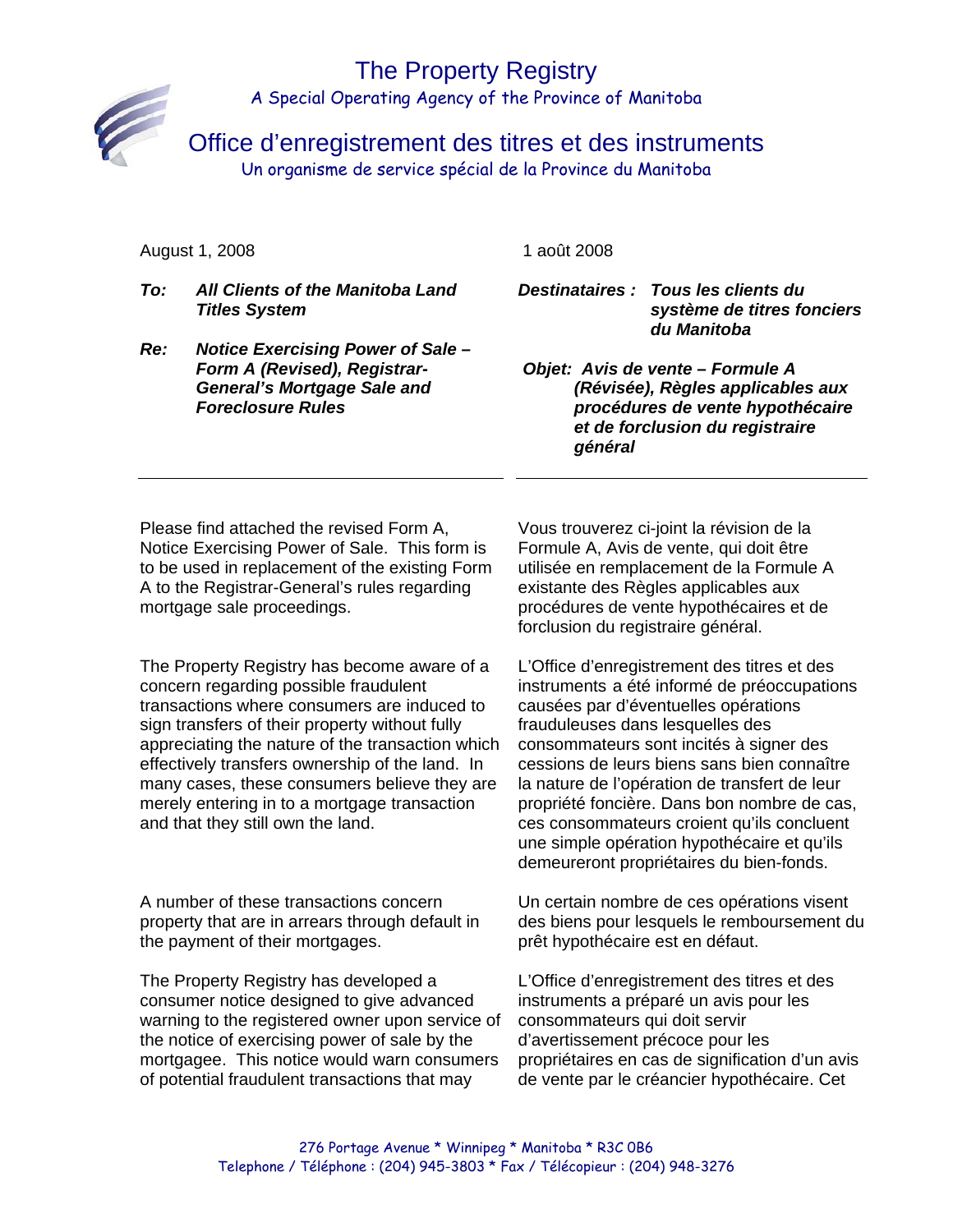# The Property Registry

A Special Operating Agency of the Province of Manitoba

# Office d'enregistrement des titres et des instruments

Un organisme de service spécial de la Province du Manitoba

August 1, 2008

***To:*** ***All Clients of the Manitoba Land Titles System***

***Re:*** ***Notice Exercising Power of Sale – Form A (Revised), Registrar-General's Mortgage Sale and Foreclosure Rules***

---

Please find attached the revised Form A, Notice Exercising Power of Sale. This form is to be used in replacement of the existing Form A to the Registrar-General's rules regarding mortgage sale proceedings.

The Property Registry has become aware of a concern regarding possible fraudulent transactions where consumers are induced to sign transfers of their property without fully appreciating the nature of the transaction which effectively transfers ownership of the land. In many cases, these consumers believe they are merely entering in to a mortgage transaction and that they still own the land.

A number of these transactions concern property that are in arrears through default in the payment of their mortgages.

The Property Registry has developed a consumer notice designed to give advanced warning to the registered owner upon service of the notice of exercising power of sale by the mortgagee. This notice would warn consumers of potential fraudulent transactions that may

1 août 2008

***Destinataires :*** ***Tous les clients du système de titres fonciers du Manitoba***

***Objet:*** ***Avis de vente – Formule A (Révisée), Règles applicables aux procédures de vente hypothécaire et de forclusion du registraire général***

---

Vous trouverez ci-joint la révision de la Formule A, Avis de vente, qui doit être utilisée en remplacement de la Formule A existante des Règles applicables aux procédures de vente hypothécaires et de forclusion du registraire général.

L'Office d'enregistrement des titres et des instruments a été informé de préoccupations causées par d'éventuelles opérations frauduleuses dans lesquelles des consommateurs sont incités à signer des cessions de leurs biens sans bien connaître la nature de l'opération de transfert de leur propriété foncière. Dans bon nombre de cas, ces consommateurs croient qu'ils concluent une simple opération hypothécaire et qu'ils demeureront propriétaires du bien-fonds.

Un certain nombre de ces opérations visent des biens pour lesquels le remboursement du prêt hypothécaire est en défaut.

L'Office d'enregistrement des titres et des instruments a préparé un avis pour les consommateurs qui doit servir d'avertissement précoce pour les propriétaires en cas de signification d'un avis de vente par le créancier hypothécaire. Cet

276 Portage Avenue * Winnipeg * Manitoba * R3C 0B6
Telephone / Téléphone : (204) 945-3803 * Fax / Télécopieur : (204) 948-3276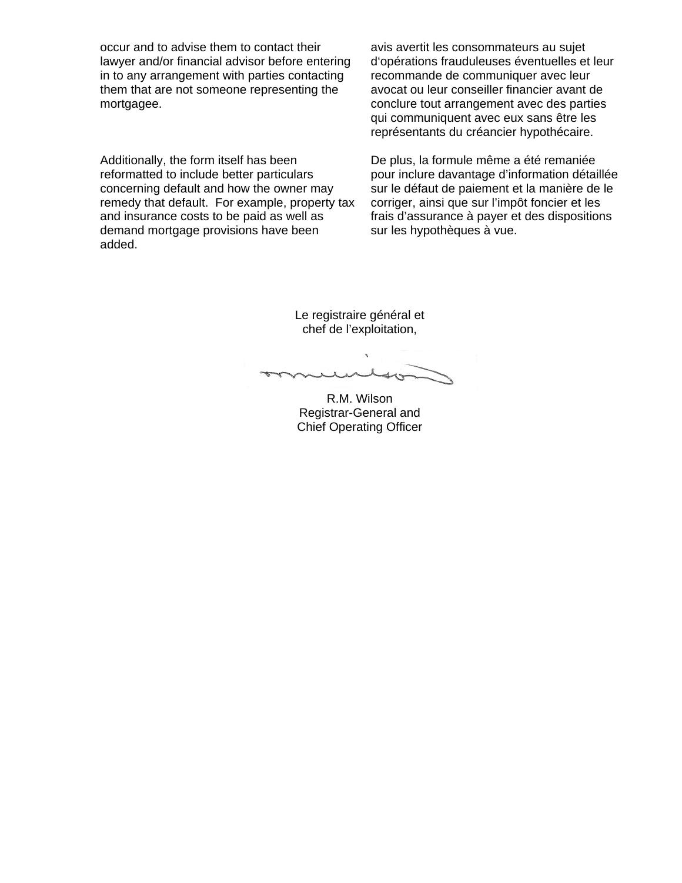occur and to advise them to contact their lawyer and/or financial advisor before entering in to any arrangement with parties contacting them that are not someone representing the mortgagee.

avis avertit les consommateurs au sujet d'opérations frauduleuses éventuelles et leur recommande de communiquer avec leur avocat ou leur conseiller financier avant de conclure tout arrangement avec des parties qui communiquent avec eux sans être les représentants du créancier hypothécaire.

Additionally, the form itself has been reformatted to include better particulars concerning default and how the owner may remedy that default. For example, property tax and insurance costs to be paid as well as demand mortgage provisions have been added.

De plus, la formule même a été remaniée pour inclure davantage d'information détaillée sur le défaut de paiement et la manière de le corriger, ainsi que sur l'impôt foncier et les frais d'assurance à payer et des dispositions sur les hypothèques à vue.

Le registraire général et
chef de l'exploitation,

R.M. Wilson
Registrar-General and
Chief Operating Officer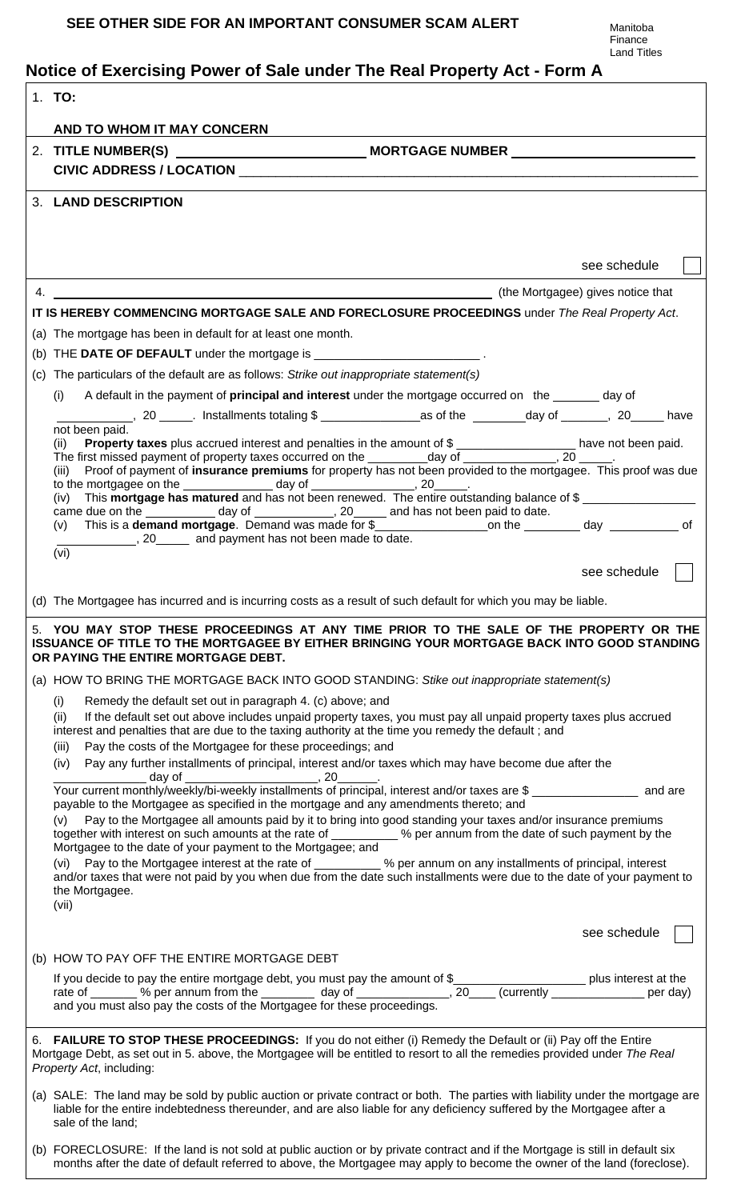**SEE OTHER SIDE FOR AN IMPORTANT CONSUMER SCAM ALERT**

Manitoba
Finance
Land Titles

# Notice of Exercising Power of Sale under The Real Property Act - Form A

1. **TO:**

**AND TO WHOM IT MAY CONCERN**

2. **TITLE NUMBER(S)** ____________________ **MORTGAGE NUMBER** ____________________

**CIVIC ADDRESS / LOCATION** ____________________

3. **LAND DESCRIPTION**

see schedule ☐

4. ____________________ (the Mortgagee) gives notice that

**IT IS HEREBY COMMENCING MORTGAGE SALE AND FORECLOSURE PROCEEDINGS** under *The Real Property Act*.

(a) The mortgage has been in default for at least one month.

(b) THE **DATE OF DEFAULT** under the mortgage is ____________________ .

(c) The particulars of the default are as follows: *Strike out inappropriate statement(s)*

(i) A default in the payment of **principal and interest** under the mortgage occurred on the _______ day of __________, 20 _____. Installments totaling $ ______________ as of the ________ day of _______, 20_____ have not been paid.

(ii) **Property taxes** plus accrued interest and penalties in the amount of $ ________________ have not been paid. The first missed payment of property taxes occurred on the ________ day of ____________, 20 _____.

(iii) Proof of payment of **insurance premiums** for property has not been provided to the mortgagee. This proof was due to the mortgagee on the ____________ day of ______________, 20_____.

(iv) This **mortgage has matured** and has not been renewed. The entire outstanding balance of $ ________________ came due on the __________ day of ___________, 20_____ and has not been paid to date.

(v) This is a **demand mortgage**. Demand was made for $________________ on the ________ day __________ of ___________, 20_____ and payment has not been made to date.

(vi)

see schedule ☐

(d) The Mortgagee has incurred and is incurring costs as a result of such default for which you may be liable.

5. **YOU MAY STOP THESE PROCEEDINGS AT ANY TIME PRIOR TO THE SALE OF THE PROPERTY OR THE ISSUANCE OF TITLE TO THE MORTGAGEE BY EITHER BRINGING YOUR MORTGAGE BACK INTO GOOD STANDING OR PAYING THE ENTIRE MORTGAGE DEBT.**

(a) HOW TO BRING THE MORTGAGE BACK INTO GOOD STANDING: *Stike out inappropriate statement(s)*

(i) Remedy the default set out in paragraph 4. (c) above; and

(ii) If the default set out above includes unpaid property taxes, you must pay all unpaid property taxes plus accrued interest and penalties that are due to the taxing authority at the time you remedy the default ; and

(iii) Pay the costs of the Mortgagee for these proceedings; and

(iv) Pay any further installments of principal, interest and/or taxes which may have become due after the ____________ day of __________________, 20______.
Your current monthly/weekly/bi-weekly installments of principal, interest and/or taxes are $ _______________ and are payable to the Mortgagee as specified in the mortgage and any amendments thereto; and

(v) Pay to the Mortgagee all amounts paid by it to bring into good standing your taxes and/or insurance premiums together with interest on such amounts at the rate of _________ % per annum from the date of such payment by the Mortgagee to the date of your payment to the Mortgagee; and

(vi) Pay to the Mortgagee interest at the rate of _________ % per annum on any installments of principal, interest and/or taxes that were not paid by you when due from the date such installments were due to the date of your payment to the Mortgagee.

(vii)

see schedule ☐

(b) HOW TO PAY OFF THE ENTIRE MORTGAGE DEBT

If you decide to pay the entire mortgage debt, you must pay the amount of $__________________ plus interest at the rate of _______ % per annum from the ________ day of _____________, 20____ (currently _____________ per day) and you must also pay the costs of the Mortgagee for these proceedings.

6. **FAILURE TO STOP THESE PROCEEDINGS:** If you do not either (i) Remedy the Default or (ii) Pay off the Entire Mortgage Debt, as set out in 5. above, the Mortgagee will be entitled to resort to all the remedies provided under *The Real Property Act*, including:

(a) SALE: The land may be sold by public auction or private contract or both. The parties with liability under the mortgage are liable for the entire indebtedness thereunder, and are also liable for any deficiency suffered by the Mortgagee after a sale of the land;

(b) FORECLOSURE: If the land is not sold at public auction or by private contract and if the Mortgage is still in default six months after the date of default referred to above, the Mortgagee may apply to become the owner of the land (foreclose).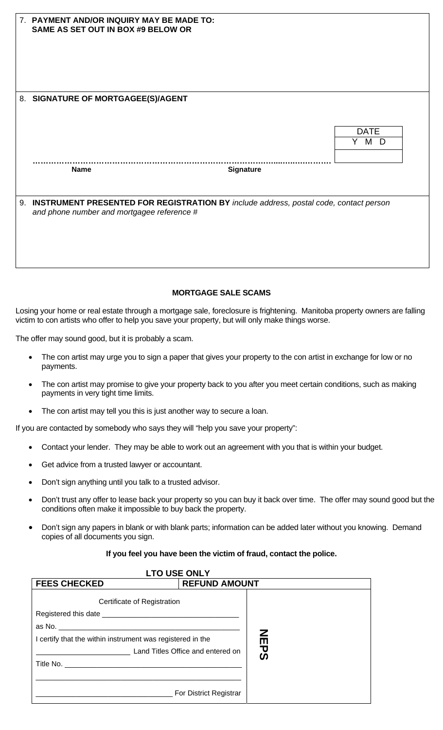7. **PAYMENT AND/OR INQUIRY MAY BE MADE TO: SAME AS SET OUT IN BOX #9 BELOW OR**

8. **SIGNATURE OF MORTGAGEE(S)/AGENT**

| DATE |
|---|
| Y M D |
| |

………………………………………………………………………………………………

**Name** **Signature**

9. **INSTRUMENT PRESENTED FOR REGISTRATION BY** *include address, postal code, contact person and phone number and mortgagee reference #*

**MORTGAGE SALE SCAMS**

Losing your home or real estate through a mortgage sale, foreclosure is frightening. Manitoba property owners are falling victim to con artists who offer to help you save your property, but will only make things worse.

The offer may sound good, but it is probably a scam.

- The con artist may urge you to sign a paper that gives your property to the con artist in exchange for low or no payments.
- The con artist may promise to give your property back to you after you meet certain conditions, such as making payments in very tight time limits.
- The con artist may tell you this is just another way to secure a loan.

If you are contacted by somebody who says they will "help you save your property":

- Contact your lender. They may be able to work out an agreement with you that is within your budget.
- Get advice from a trusted lawyer or accountant.
- Don't sign anything until you talk to a trusted advisor.
- Don't trust any offer to lease back your property so you can buy it back over time. The offer may sound good but the conditions often make it impossible to buy back the property.
- Don't sign any papers in blank or with blank parts; information can be added later without you knowing. Demand copies of all documents you sign.

**If you feel you have been the victim of fraud, contact the police.**

**LTO USE ONLY**

| **FEES CHECKED** | **REFUND AMOUNT** | |
|---|---|---|
| Certificate of Registration<br>Registered this date ____________<br>as No. ____________<br>I certify that the within instrument was registered in the<br>____________ Land Titles Office and entered on<br>Title No. ____________<br>____________<br>____________ For District Registrar | | **NEPS** |